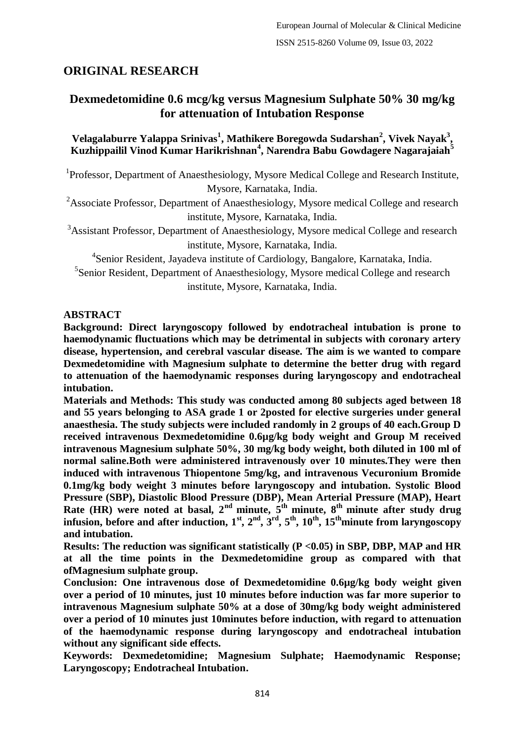## ORIGINAL RESEARCH

# Dexmedetomidine 0.6 mcg/kg versus Magnesium Sulphate 50% 30 mg/kg for attenuation of Intubation Response

**Velagalaburre Yalappa Srinivas[1], Mathikere Boregowda Sudarshan[2], Vivek Nayak[3], Kuzhippailil Vinod Kumar Harikrishnan[4], Narendra Babu Gowdagere Nagarajaiah[5]**

[1]Professor, Department of Anaesthesiology, Mysore Medical College and Research Institute, Mysore, Karnataka, India.

[2]Associate Professor, Department of Anaesthesiology, Mysore medical College and research institute, Mysore, Karnataka, India.

[3]Assistant Professor, Department of Anaesthesiology, Mysore medical College and research institute, Mysore, Karnataka, India.

[4]Senior Resident, Jayadeva institute of Cardiology, Bangalore, Karnataka, India.

[5]Senior Resident, Department of Anaesthesiology, Mysore medical College and research institute, Mysore, Karnataka, India.

### ABSTRACT

**Background: Direct laryngoscopy followed by endotracheal intubation is prone to haemodynamic fluctuations which may be detrimental in subjects with coronary artery disease, hypertension, and cerebral vascular disease. The aim is we wanted to compare Dexmedetomidine with Magnesium sulphate to determine the better drug with regard to attenuation of the haemodynamic responses during laryngoscopy and endotracheal intubation.**

**Materials and Methods: This study was conducted among 80 subjects aged between 18 and 55 years belonging to ASA grade 1 or 2posted for elective surgeries under general anaesthesia. The study subjects were included randomly in 2 groups of 40 each.Group D received intravenous Dexmedetomidine 0.6µg/kg body weight and Group M received intravenous Magnesium sulphate 50%, 30 mg/kg body weight, both diluted in 100 ml of normal saline.Both were administered intravenously over 10 minutes.They were then induced with intravenous Thiopentone 5mg/kg, and intravenous Vecuronium Bromide 0.1mg/kg body weight 3 minutes before laryngoscopy and intubation. Systolic Blood Pressure (SBP), Diastolic Blood Pressure (DBP), Mean Arterial Pressure (MAP), Heart Rate (HR) were noted at basal, 2nd minute, 5th minute, 8th minute after study drug infusion, before and after induction, 1st, 2nd, 3rd, 5th, 10th, 15thminute from laryngoscopy and intubation.**

**Results: The reduction was significant statistically ($P < 0.05$) in SBP, DBP, MAP and HR at all the time points in the Dexmedetomidine group as compared with that ofMagnesium sulphate group.**

**Conclusion: One intravenous dose of Dexmedetomidine 0.6µg/kg body weight given over a period of 10 minutes, just 10 minutes before induction was far more superior to intravenous Magnesium sulphate 50% at a dose of 30mg/kg body weight administered over a period of 10 minutes just 10minutes before induction, with regard to attenuation of the haemodynamic response during laryngoscopy and endotracheal intubation without any significant side effects.**

**Keywords: Dexmedetomidine; Magnesium Sulphate; Haemodynamic Response; Laryngoscopy; Endotracheal Intubation.**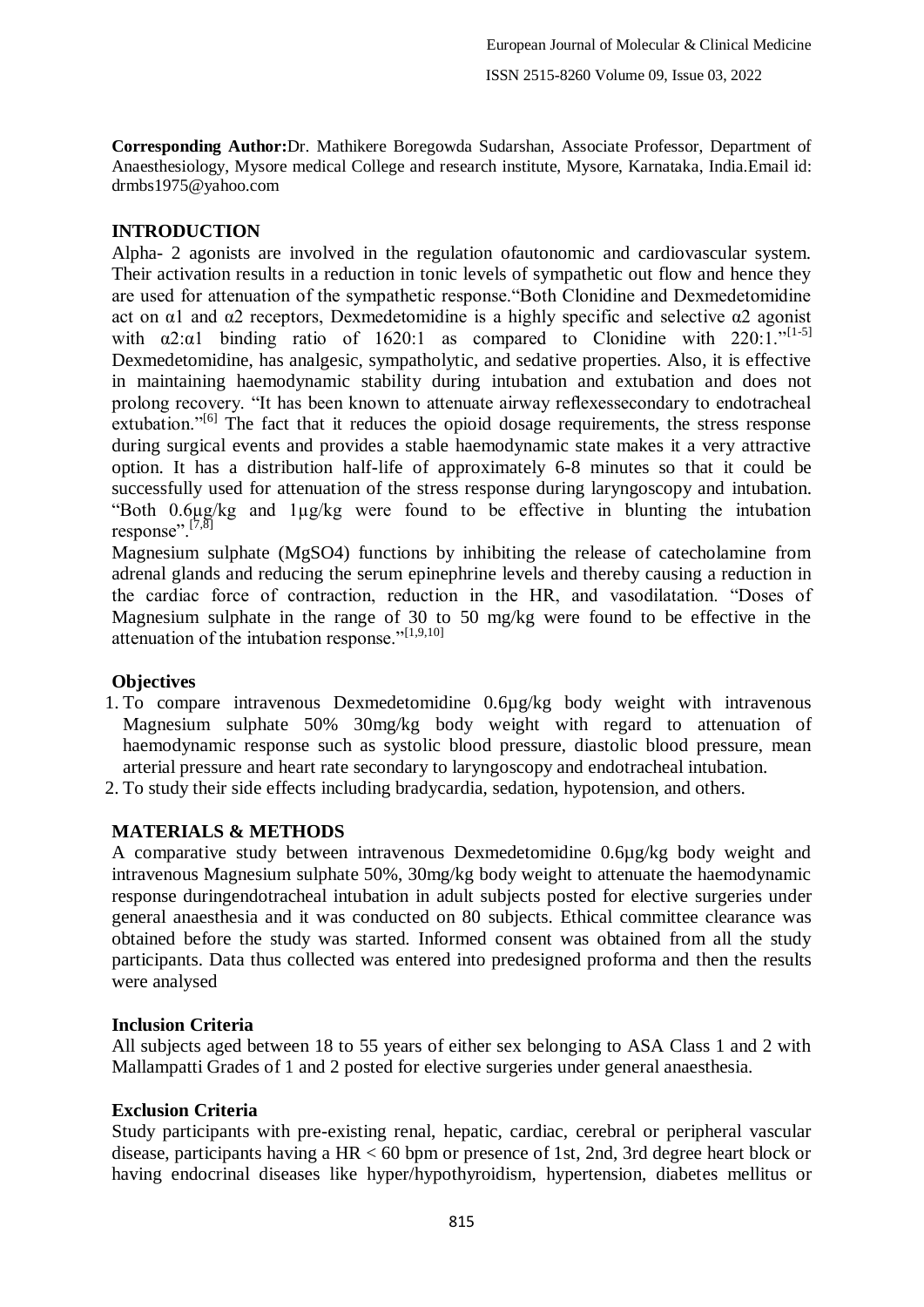**Corresponding Author:**Dr. Mathikere Boregowda Sudarshan, Associate Professor, Department of Anaesthesiology, Mysore medical College and research institute, Mysore, Karnataka, India.Email id: drmbs1975@yahoo.com

## INTRODUCTION

Alpha- 2 agonists are involved in the regulation ofautonomic and cardiovascular system. Their activation results in a reduction in tonic levels of sympathetic out flow and hence they are used for attenuation of the sympathetic response."Both Clonidine and Dexmedetomidine act on α1 and α2 receptors, Dexmedetomidine is a highly specific and selective α2 agonist with α2:α1 binding ratio of 1620:1 as compared to Clonidine with 220:1."[1-5] Dexmedetomidine, has analgesic, sympatholytic, and sedative properties. Also, it is effective in maintaining haemodynamic stability during intubation and extubation and does not prolong recovery. "It has been known to attenuate airway reflexessecondary to endotracheal extubation."[6] The fact that it reduces the opioid dosage requirements, the stress response during surgical events and provides a stable haemodynamic state makes it a very attractive option. It has a distribution half-life of approximately 6-8 minutes so that it could be successfully used for attenuation of the stress response during laryngoscopy and intubation. "Both 0.6μg/kg and 1μg/kg were found to be effective in blunting the intubation response".[7,8]

Magnesium sulphate (MgSO4) functions by inhibiting the release of catecholamine from adrenal glands and reducing the serum epinephrine levels and thereby causing a reduction in the cardiac force of contraction, reduction in the HR, and vasodilatation. "Doses of Magnesium sulphate in the range of 30 to 50 mg/kg were found to be effective in the attenuation of the intubation response."[1,9,10]

### Objectives

1. To compare intravenous Dexmedetomidine 0.6µg/kg body weight with intravenous Magnesium sulphate 50% 30mg/kg body weight with regard to attenuation of haemodynamic response such as systolic blood pressure, diastolic blood pressure, mean arterial pressure and heart rate secondary to laryngoscopy and endotracheal intubation.
2. To study their side effects including bradycardia, sedation, hypotension, and others.

## MATERIALS & METHODS

A comparative study between intravenous Dexmedetomidine 0.6µg/kg body weight and intravenous Magnesium sulphate 50%, 30mg/kg body weight to attenuate the haemodynamic response duringendotracheal intubation in adult subjects posted for elective surgeries under general anaesthesia and it was conducted on 80 subjects. Ethical committee clearance was obtained before the study was started. Informed consent was obtained from all the study participants. Data thus collected was entered into predesigned proforma and then the results were analysed

### Inclusion Criteria

All subjects aged between 18 to 55 years of either sex belonging to ASA Class 1 and 2 with Mallampatti Grades of 1 and 2 posted for elective surgeries under general anaesthesia.

### Exclusion Criteria

Study participants with pre-existing renal, hepatic, cardiac, cerebral or peripheral vascular disease, participants having a HR < 60 bpm or presence of 1st, 2nd, 3rd degree heart block or having endocrinal diseases like hyper/hypothyroidism, hypertension, diabetes mellitus or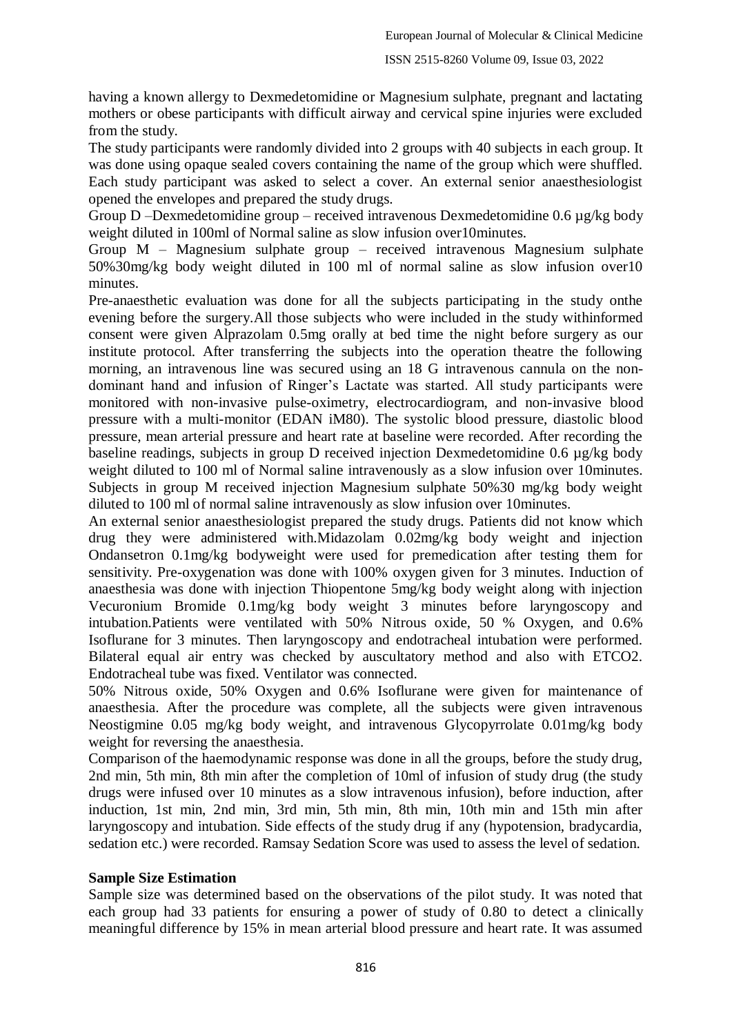having a known allergy to Dexmedetomidine or Magnesium sulphate, pregnant and lactating mothers or obese participants with difficult airway and cervical spine injuries were excluded from the study.

The study participants were randomly divided into 2 groups with 40 subjects in each group. It was done using opaque sealed covers containing the name of the group which were shuffled. Each study participant was asked to select a cover. An external senior anaesthesiologist opened the envelopes and prepared the study drugs.

Group D –Dexmedetomidine group – received intravenous Dexmedetomidine 0.6 µg/kg body weight diluted in 100ml of Normal saline as slow infusion over10minutes.

Group M – Magnesium sulphate group – received intravenous Magnesium sulphate 50%30mg/kg body weight diluted in 100 ml of normal saline as slow infusion over10 minutes.

Pre-anaesthetic evaluation was done for all the subjects participating in the study onthe evening before the surgery.All those subjects who were included in the study withinformed consent were given Alprazolam 0.5mg orally at bed time the night before surgery as our institute protocol. After transferring the subjects into the operation theatre the following morning, an intravenous line was secured using an 18 G intravenous cannula on the non-dominant hand and infusion of Ringer's Lactate was started. All study participants were monitored with non-invasive pulse-oximetry, electrocardiogram, and non-invasive blood pressure with a multi-monitor (EDAN iM80). The systolic blood pressure, diastolic blood pressure, mean arterial pressure and heart rate at baseline were recorded. After recording the baseline readings, subjects in group D received injection Dexmedetomidine 0.6 µg/kg body weight diluted to 100 ml of Normal saline intravenously as a slow infusion over 10minutes. Subjects in group M received injection Magnesium sulphate 50%30 mg/kg body weight diluted to 100 ml of normal saline intravenously as slow infusion over 10minutes.

An external senior anaesthesiologist prepared the study drugs. Patients did not know which drug they were administered with.Midazolam 0.02mg/kg body weight and injection Ondansetron 0.1mg/kg bodyweight were used for premedication after testing them for sensitivity. Pre-oxygenation was done with 100% oxygen given for 3 minutes. Induction of anaesthesia was done with injection Thiopentone 5mg/kg body weight along with injection Vecuronium Bromide 0.1mg/kg body weight 3 minutes before laryngoscopy and intubation.Patients were ventilated with 50% Nitrous oxide, 50 % Oxygen, and 0.6% Isoflurane for 3 minutes. Then laryngoscopy and endotracheal intubation were performed. Bilateral equal air entry was checked by auscultatory method and also with ETCO2. Endotracheal tube was fixed. Ventilator was connected.

50% Nitrous oxide, 50% Oxygen and 0.6% Isoflurane were given for maintenance of anaesthesia. After the procedure was complete, all the subjects were given intravenous Neostigmine 0.05 mg/kg body weight, and intravenous Glycopyrrolate 0.01mg/kg body weight for reversing the anaesthesia.

Comparison of the haemodynamic response was done in all the groups, before the study drug, 2nd min, 5th min, 8th min after the completion of 10ml of infusion of study drug (the study drugs were infused over 10 minutes as a slow intravenous infusion), before induction, after induction, 1st min, 2nd min, 3rd min, 5th min, 8th min, 10th min and 15th min after laryngoscopy and intubation. Side effects of the study drug if any (hypotension, bradycardia, sedation etc.) were recorded. Ramsay Sedation Score was used to assess the level of sedation.

**Sample Size Estimation**

Sample size was determined based on the observations of the pilot study. It was noted that each group had 33 patients for ensuring a power of study of 0.80 to detect a clinically meaningful difference by 15% in mean arterial blood pressure and heart rate. It was assumed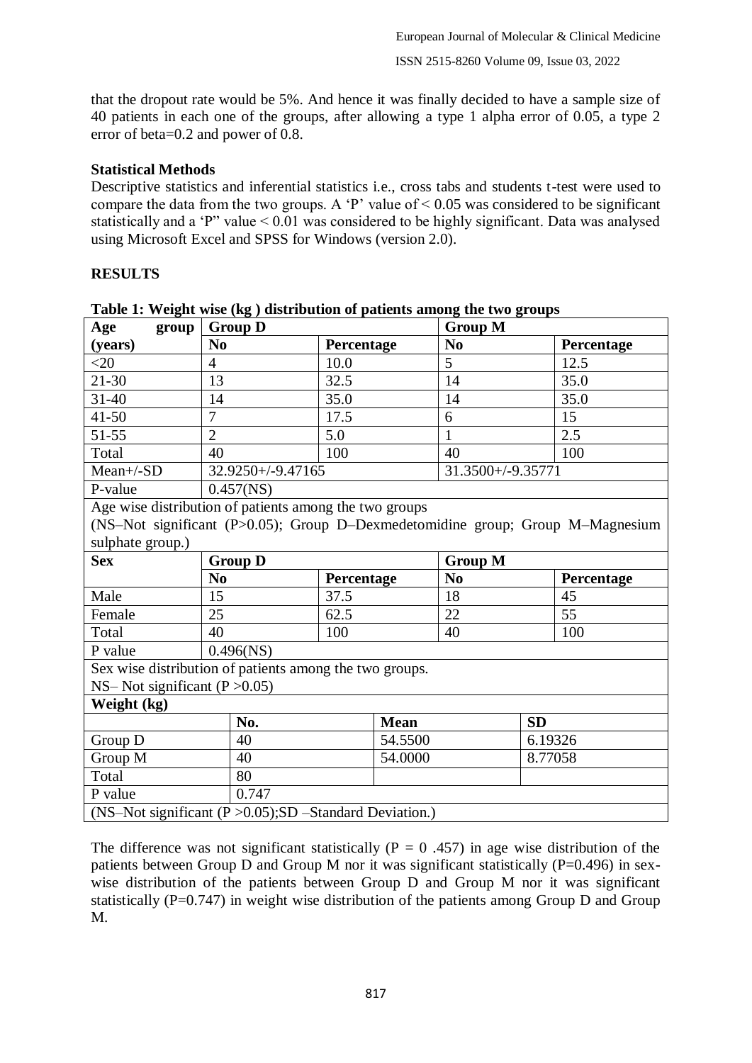that the dropout rate would be 5%. And hence it was finally decided to have a sample size of 40 patients in each one of the groups, after allowing a type 1 alpha error of 0.05, a type 2 error of beta=0.2 and power of 0.8.

### Statistical Methods

Descriptive statistics and inferential statistics i.e., cross tabs and students t-test were used to compare the data from the two groups. A 'P' value of < 0.05 was considered to be significant statistically and a 'P" value < 0.01 was considered to be highly significant. Data was analysed using Microsoft Excel and SPSS for Windows (version 2.0).

## RESULTS

**Table 1: Weight wise (kg ) distribution of patients among the two groups**

| Age group (years) | Group D | | Group M | |
|---|---|---|---|---|
| | **No** | **Percentage** | **No** | **Percentage** |
| <20 | 4 | 10.0 | 5 | 12.5 |
| 21-30 | 13 | 32.5 | 14 | 35.0 |
| 31-40 | 14 | 35.0 | 14 | 35.0 |
| 41-50 | 7 | 17.5 | 6 | 15 |
| 51-55 | 2 | 5.0 | 1 | 2.5 |
| Total | 40 | 100 | 40 | 100 |
| Mean+/-SD | 32.9250+/-9.47165 | | 31.3500+/-9.35771 | |
| P-value | 0.457(NS) | | | |
| Age wise distribution of patients among the two groups (NS–Not significant (P>0.05); Group D–Dexmedetomidine group; Group M–Magnesium sulphate group.) | | | | |
| **Sex** | **Group D** | | **Group M** | |
| | **No** | **Percentage** | **No** | **Percentage** |
| Male | 15 | 37.5 | 18 | 45 |
| Female | 25 | 62.5 | 22 | 55 |
| Total | 40 | 100 | 40 | 100 |
| P value | 0.496(NS) | | | |
| Sex wise distribution of patients among the two groups. NS– Not significant (P >0.05) | | | | |
| **Weight (kg)** | | | | |
| | **No.** | **Mean** | **SD** | |
| Group D | 40 | 54.5500 | 6.19326 | |
| Group M | 40 | 54.0000 | 8.77058 | |
| Total | 80 | | | |
| P value | 0.747 | | | |
| (NS–Not significant (P >0.05);SD –Standard Deviation.) | | | | |

The difference was not significant statistically (P = 0 .457) in age wise distribution of the patients between Group D and Group M nor it was significant statistically (P=0.496) in sex-wise distribution of the patients between Group D and Group M nor it was significant statistically (P=0.747) in weight wise distribution of the patients among Group D and Group M.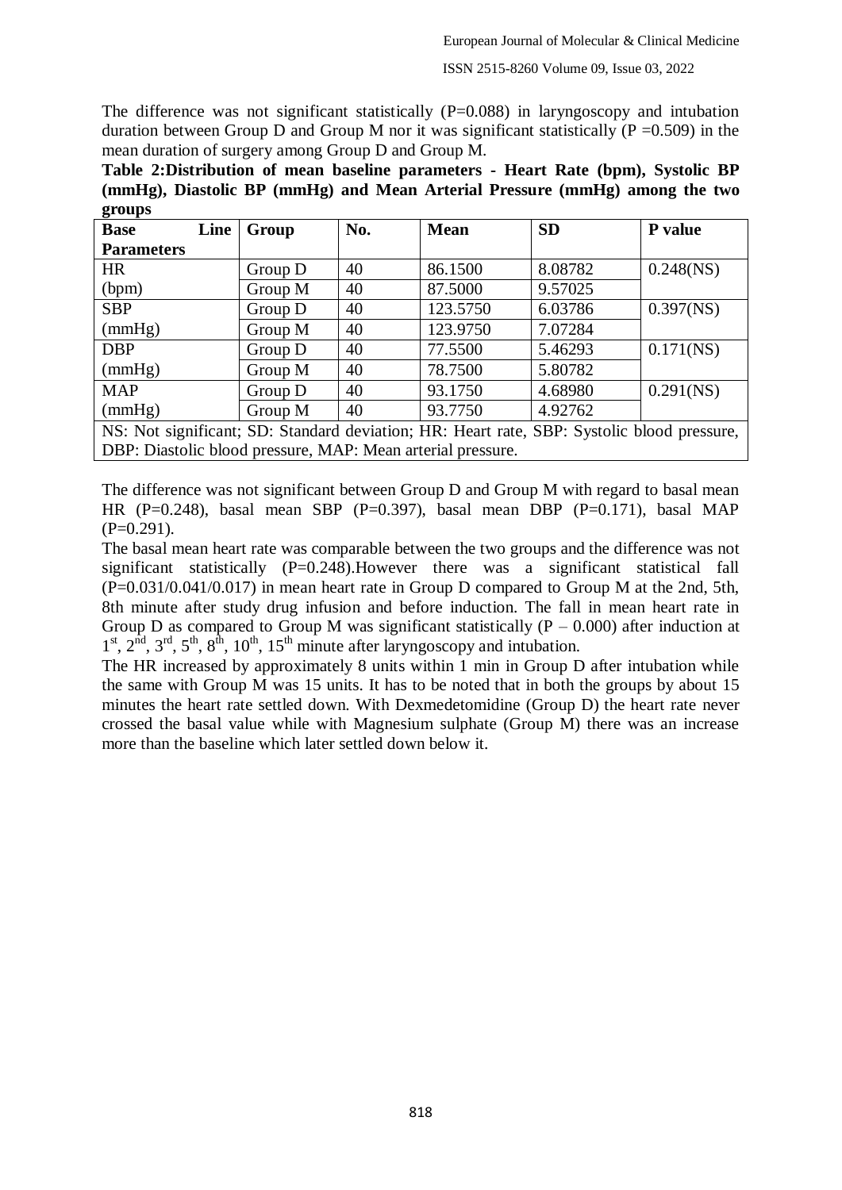The difference was not significant statistically (P=0.088) in laryngoscopy and intubation duration between Group D and Group M nor it was significant statistically (P =0.509) in the mean duration of surgery among Group D and Group M.

**Table 2:Distribution of mean baseline parameters - Heart Rate (bpm), Systolic BP (mmHg), Diastolic BP (mmHg) and Mean Arterial Pressure (mmHg) among the two groups**

| Base Line Parameters | Group | No. | Mean | SD | P value |
|---|---|---|---|---|---|
| HR (bpm) | Group D | 40 | 86.1500 | 8.08782 | 0.248(NS) |
| | Group M | 40 | 87.5000 | 9.57025 | |
| SBP (mmHg) | Group D | 40 | 123.5750 | 6.03786 | 0.397(NS) |
| | Group M | 40 | 123.9750 | 7.07284 | |
| DBP (mmHg) | Group D | 40 | 77.5500 | 5.46293 | 0.171(NS) |
| | Group M | 40 | 78.7500 | 5.80782 | |
| MAP (mmHg) | Group D | 40 | 93.1750 | 4.68980 | 0.291(NS) |
| | Group M | 40 | 93.7750 | 4.92762 | |

NS: Not significant; SD: Standard deviation; HR: Heart rate, SBP: Systolic blood pressure, DBP: Diastolic blood pressure, MAP: Mean arterial pressure.

The difference was not significant between Group D and Group M with regard to basal mean HR (P=0.248), basal mean SBP (P=0.397), basal mean DBP (P=0.171), basal MAP (P=0.291).

The basal mean heart rate was comparable between the two groups and the difference was not significant statistically (P=0.248).However there was a significant statistical fall (P=0.031/0.041/0.017) in mean heart rate in Group D compared to Group M at the 2nd, 5th, 8th minute after study drug infusion and before induction. The fall in mean heart rate in Group D as compared to Group M was significant statistically (P – 0.000) after induction at 1st, 2nd, 3rd, 5th, 8th, 10th, 15th minute after laryngoscopy and intubation.

The HR increased by approximately 8 units within 1 min in Group D after intubation while the same with Group M was 15 units. It has to be noted that in both the groups by about 15 minutes the heart rate settled down. With Dexmedetomidine (Group D) the heart rate never crossed the basal value while with Magnesium sulphate (Group M) there was an increase more than the baseline which later settled down below it.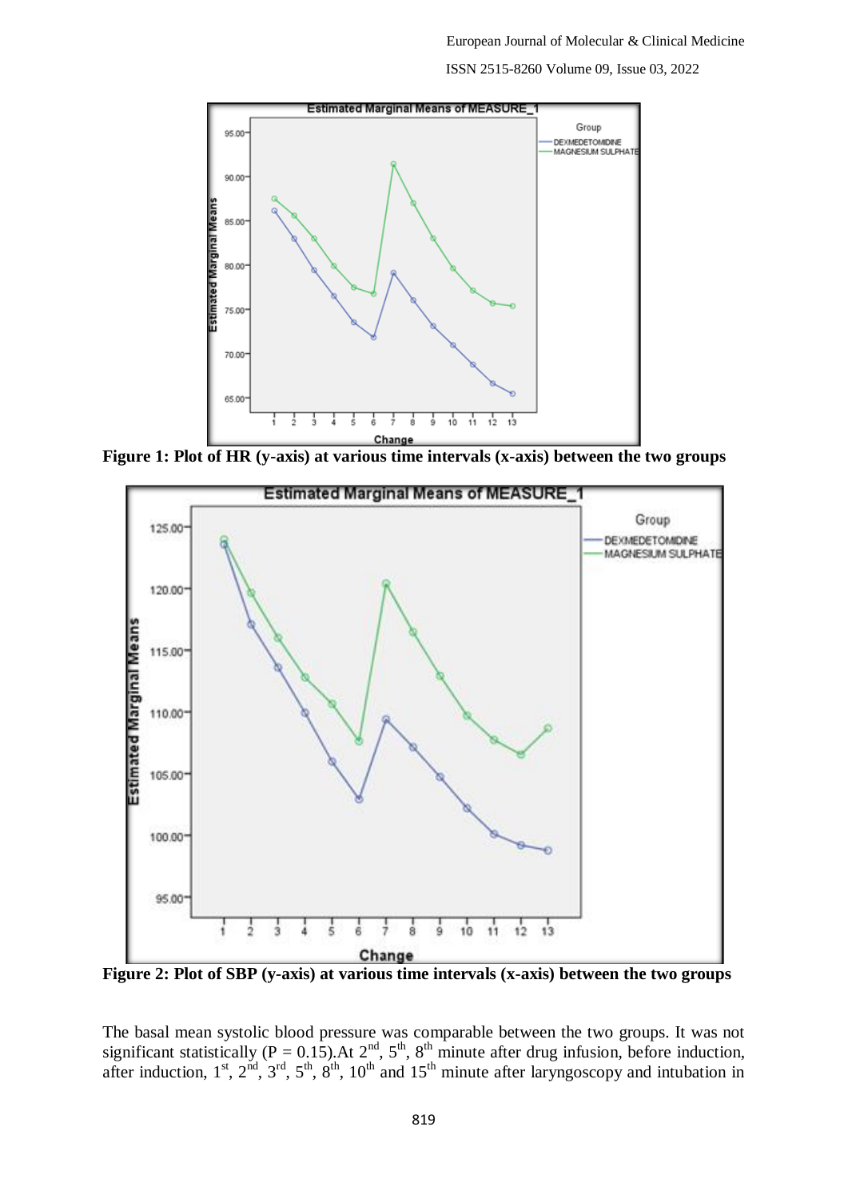**Figure 1: Plot of HR (y-axis) at various time intervals (x-axis) between the two groups**

**Figure 2: Plot of SBP (y-axis) at various time intervals (x-axis) between the two groups**

The basal mean systolic blood pressure was comparable between the two groups. It was not significant statistically (P = 0.15).At 2nd, 5th, 8th minute after drug infusion, before induction, after induction, 1st, 2nd, 3rd, 5th, 8th, 10th and 15th minute after laryngoscopy and intubation in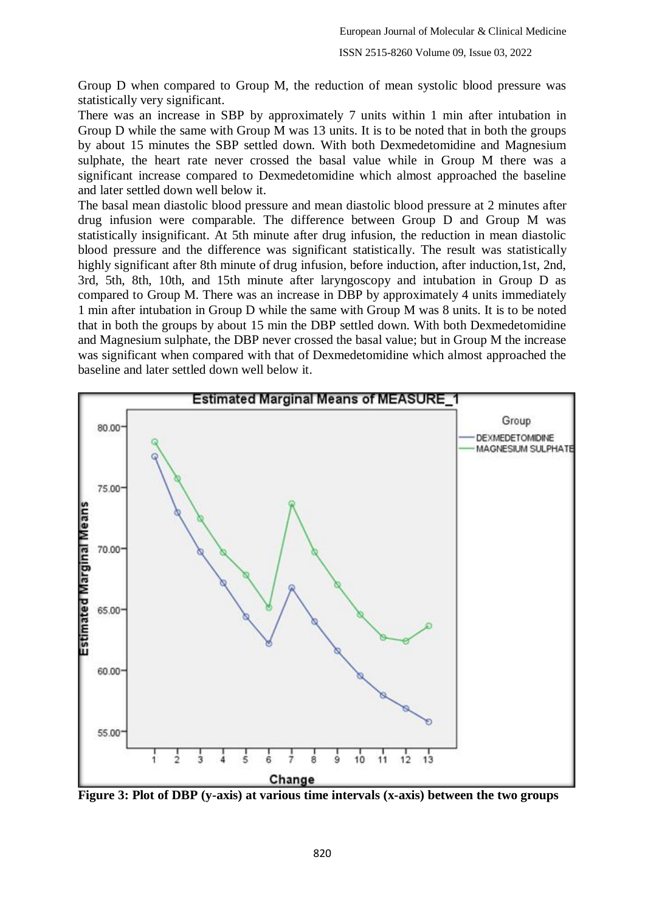Group D when compared to Group M, the reduction of mean systolic blood pressure was statistically very significant.

There was an increase in SBP by approximately 7 units within 1 min after intubation in Group D while the same with Group M was 13 units. It is to be noted that in both the groups by about 15 minutes the SBP settled down. With both Dexmedetomidine and Magnesium sulphate, the heart rate never crossed the basal value while in Group M there was a significant increase compared to Dexmedetomidine which almost approached the baseline and later settled down well below it.

The basal mean diastolic blood pressure and mean diastolic blood pressure at 2 minutes after drug infusion were comparable. The difference between Group D and Group M was statistically insignificant. At 5th minute after drug infusion, the reduction in mean diastolic blood pressure and the difference was significant statistically. The result was statistically highly significant after 8th minute of drug infusion, before induction, after induction,1st, 2nd, 3rd, 5th, 8th, 10th, and 15th minute after laryngoscopy and intubation in Group D as compared to Group M. There was an increase in DBP by approximately 4 units immediately 1 min after intubation in Group D while the same with Group M was 8 units. It is to be noted that in both the groups by about 15 min the DBP settled down. With both Dexmedetomidine and Magnesium sulphate, the DBP never crossed the basal value; but in Group M the increase was significant when compared with that of Dexmedetomidine which almost approached the baseline and later settled down well below it.

**Figure 3: Plot of DBP (y-axis) at various time intervals (x-axis) between the two groups**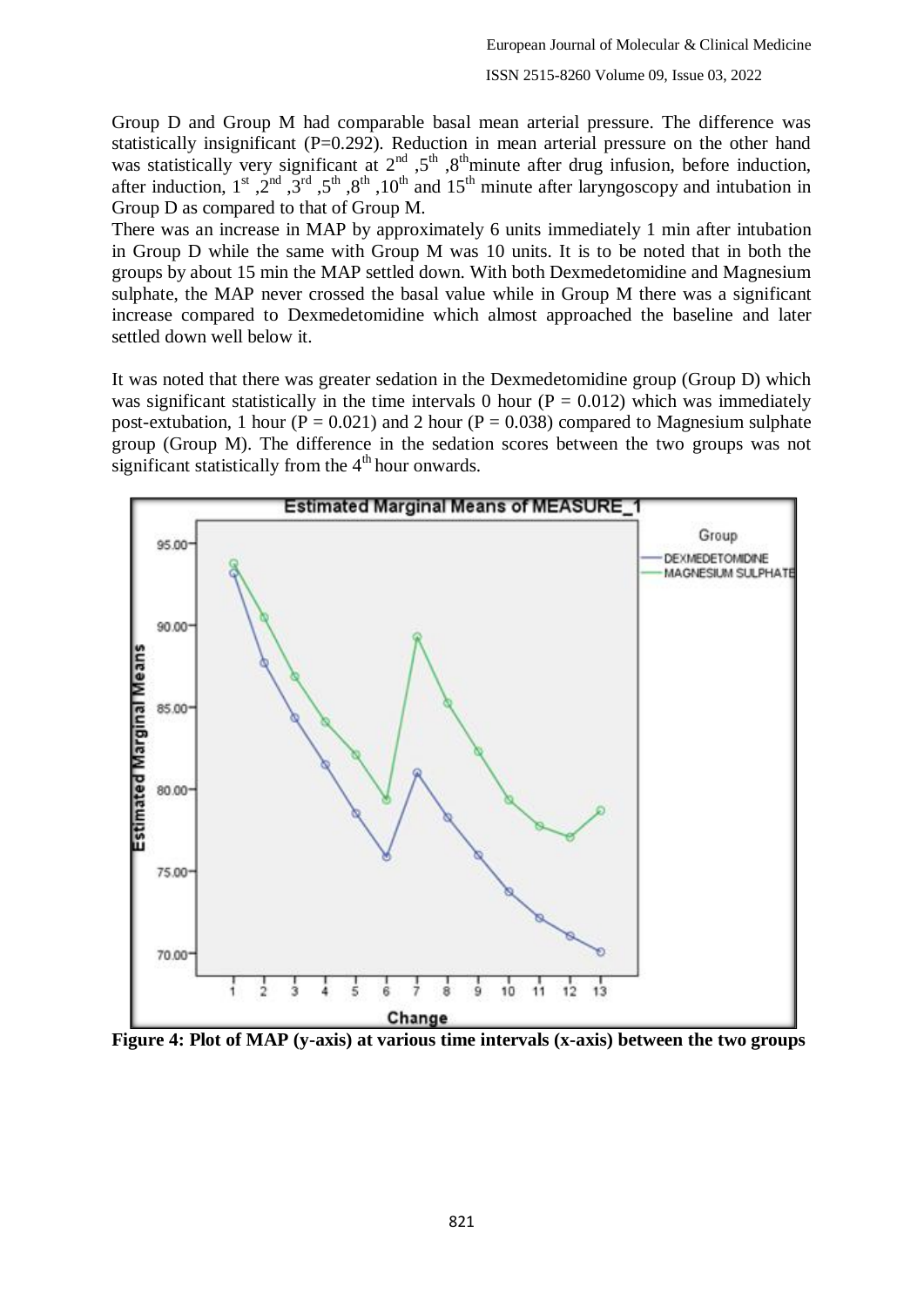Group D and Group M had comparable basal mean arterial pressure. The difference was statistically insignificant (P=0.292). Reduction in mean arterial pressure on the other hand was statistically very significant at 2nd, 5th, 8th minute after drug infusion, before induction, after induction, 1st, 2nd, 3rd, 5th, 8th, 10th and 15th minute after laryngoscopy and intubation in Group D as compared to that of Group M.

There was an increase in MAP by approximately 6 units immediately 1 min after intubation in Group D while the same with Group M was 10 units. It is to be noted that in both the groups by about 15 min the MAP settled down. With both Dexmedetomidine and Magnesium sulphate, the MAP never crossed the basal value while in Group M there was a significant increase compared to Dexmedetomidine which almost approached the baseline and later settled down well below it.

It was noted that there was greater sedation in the Dexmedetomidine group (Group D) which was significant statistically in the time intervals 0 hour ($P = 0.012$) which was immediately post-extubation, 1 hour ($P = 0.021$) and 2 hour ($P = 0.038$) compared to Magnesium sulphate group (Group M). The difference in the sedation scores between the two groups was not significant statistically from the 4th hour onwards.

**Figure 4: Plot of MAP (y-axis) at various time intervals (x-axis) between the two groups**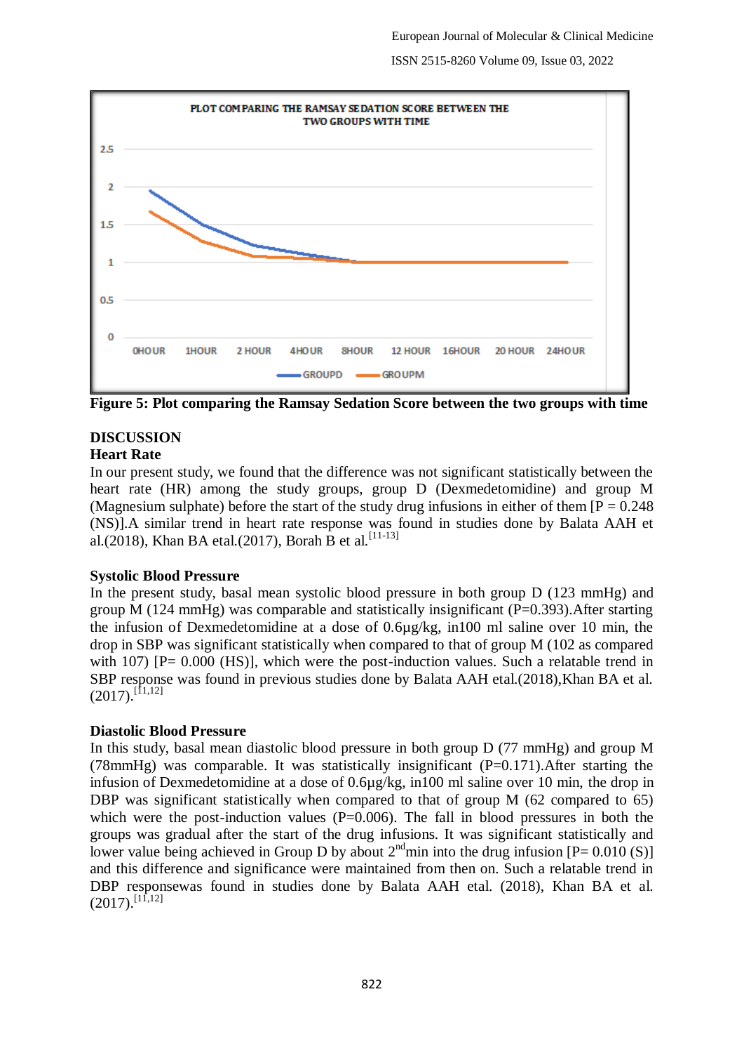Figure 5: Plot comparing the Ramsay Sedation Score between the two groups with time

## DISCUSSION

### Heart Rate

In our present study, we found that the difference was not significant statistically between the heart rate (HR) among the study groups, group D (Dexmedetomidine) and group M (Magnesium sulphate) before the start of the study drug infusions in either of them [P = 0.248 (NS)].A similar trend in heart rate response was found in studies done by Balata AAH et al.(2018), Khan BA etal.(2017), Borah B et al.[11-13]

### Systolic Blood Pressure

In the present study, basal mean systolic blood pressure in both group D (123 mmHg) and group M (124 mmHg) was comparable and statistically insignificant (P=0.393).After starting the infusion of Dexmedetomidine at a dose of 0.6µg/kg, in100 ml saline over 10 min, the drop in SBP was significant statistically when compared to that of group M (102 as compared with 107) [P= 0.000 (HS)], which were the post-induction values. Such a relatable trend in SBP response was found in previous studies done by Balata AAH etal.(2018),Khan BA et al. (2017).[11,12]

### Diastolic Blood Pressure

In this study, basal mean diastolic blood pressure in both group D (77 mmHg) and group M (78mmHg) was comparable. It was statistically insignificant (P=0.171).After starting the infusion of Dexmedetomidine at a dose of 0.6µg/kg, in100 ml saline over 10 min, the drop in DBP was significant statistically when compared to that of group M (62 compared to 65) which were the post-induction values (P=0.006). The fall in blood pressures in both the groups was gradual after the start of the drug infusions. It was significant statistically and lower value being achieved in Group D by about 2nd min into the drug infusion [P= 0.010 (S)] and this difference and significance were maintained from then on. Such a relatable trend in DBP responsewas found in studies done by Balata AAH etal. (2018), Khan BA et al. (2017).[11,12]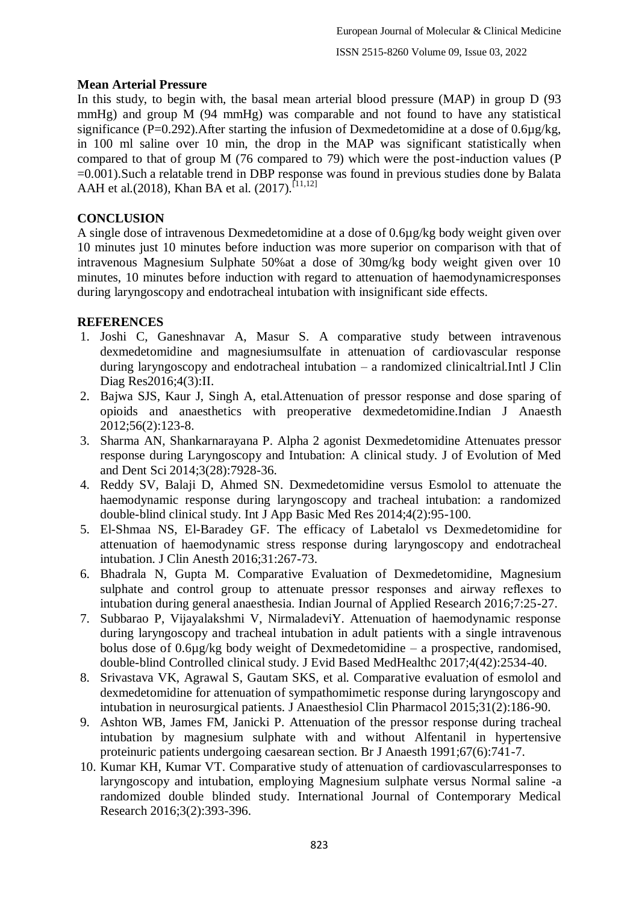**Mean Arterial Pressure**

In this study, to begin with, the basal mean arterial blood pressure (MAP) in group D (93 mmHg) and group M (94 mmHg) was comparable and not found to have any statistical significance (P=0.292).After starting the infusion of Dexmedetomidine at a dose of 0.6µg/kg, in 100 ml saline over 10 min, the drop in the MAP was significant statistically when compared to that of group M (76 compared to 79) which were the post-induction values (P =0.001).Such a relatable trend in DBP response was found in previous studies done by Balata AAH et al.(2018), Khan BA et al. (2017).[11,12]

## CONCLUSION

A single dose of intravenous Dexmedetomidine at a dose of 0.6µg/kg body weight given over 10 minutes just 10 minutes before induction was more superior on comparison with that of intravenous Magnesium Sulphate 50%at a dose of 30mg/kg body weight given over 10 minutes, 10 minutes before induction with regard to attenuation of haemodynamicresponses during laryngoscopy and endotracheal intubation with insignificant side effects.

## REFERENCES

1. Joshi C, Ganeshnavar A, Masur S. A comparative study between intravenous dexmedetomidine and magnesiumsulfate in attenuation of cardiovascular response during laryngoscopy and endotracheal intubation – a randomized clinicaltrial.Intl J Clin Diag Res2016;4(3):II.
2. Bajwa SJS, Kaur J, Singh A, etal.Attenuation of pressor response and dose sparing of opioids and anaesthetics with preoperative dexmedetomidine.Indian J Anaesth 2012;56(2):123-8.
3. Sharma AN, Shankarnarayana P. Alpha 2 agonist Dexmedetomidine Attenuates pressor response during Laryngoscopy and Intubation: A clinical study. J of Evolution of Med and Dent Sci 2014;3(28):7928-36.
4. Reddy SV, Balaji D, Ahmed SN. Dexmedetomidine versus Esmolol to attenuate the haemodynamic response during laryngoscopy and tracheal intubation: a randomized double-blind clinical study. Int J App Basic Med Res 2014;4(2):95-100.
5. El-Shmaa NS, El-Baradey GF. The efficacy of Labetalol vs Dexmedetomidine for attenuation of haemodynamic stress response during laryngoscopy and endotracheal intubation. J Clin Anesth 2016;31:267-73.
6. Bhadrala N, Gupta M. Comparative Evaluation of Dexmedetomidine, Magnesium sulphate and control group to attenuate pressor responses and airway reflexes to intubation during general anaesthesia. Indian Journal of Applied Research 2016;7:25-27.
7. Subbarao P, Vijayalakshmi V, NirmaladeviY. Attenuation of haemodynamic response during laryngoscopy and tracheal intubation in adult patients with a single intravenous bolus dose of 0.6µg/kg body weight of Dexmedetomidine – a prospective, randomised, double-blind Controlled clinical study. J Evid Based MedHealthc 2017;4(42):2534-40.
8. Srivastava VK, Agrawal S, Gautam SKS, et al. Comparative evaluation of esmolol and dexmedetomidine for attenuation of sympathomimetic response during laryngoscopy and intubation in neurosurgical patients. J Anaesthesiol Clin Pharmacol 2015;31(2):186-90.
9. Ashton WB, James FM, Janicki P. Attenuation of the pressor response during tracheal intubation by magnesium sulphate with and without Alfentanil in hypertensive proteinuric patients undergoing caesarean section. Br J Anaesth 1991;67(6):741-7.
10. Kumar KH, Kumar VT. Comparative study of attenuation of cardiovascularresponses to laryngoscopy and intubation, employing Magnesium sulphate versus Normal saline -a randomized double blinded study. International Journal of Contemporary Medical Research 2016;3(2):393-396.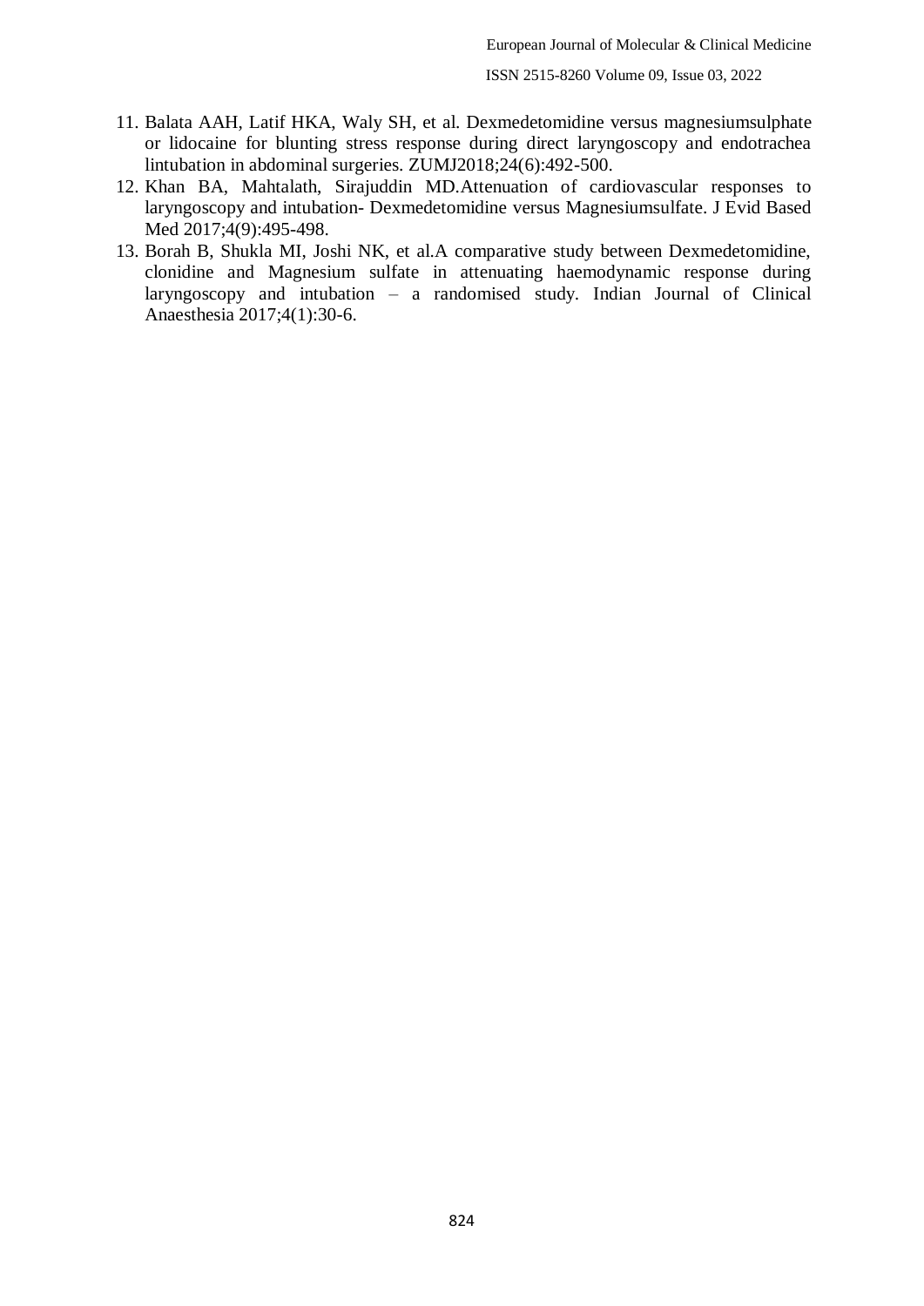11. Balata AAH, Latif HKA, Waly SH, et al. Dexmedetomidine versus magnesiumsulphate or lidocaine for blunting stress response during direct laryngoscopy and endotrachea lintubation in abdominal surgeries. ZUMJ2018;24(6):492-500.
12. Khan BA, Mahtalath, Sirajuddin MD.Attenuation of cardiovascular responses to laryngoscopy and intubation- Dexmedetomidine versus Magnesiumsulfate. J Evid Based Med 2017;4(9):495-498.
13. Borah B, Shukla MI, Joshi NK, et al.A comparative study between Dexmedetomidine, clonidine and Magnesium sulfate in attenuating haemodynamic response during laryngoscopy and intubation – a randomised study. Indian Journal of Clinical Anaesthesia 2017;4(1):30-6.